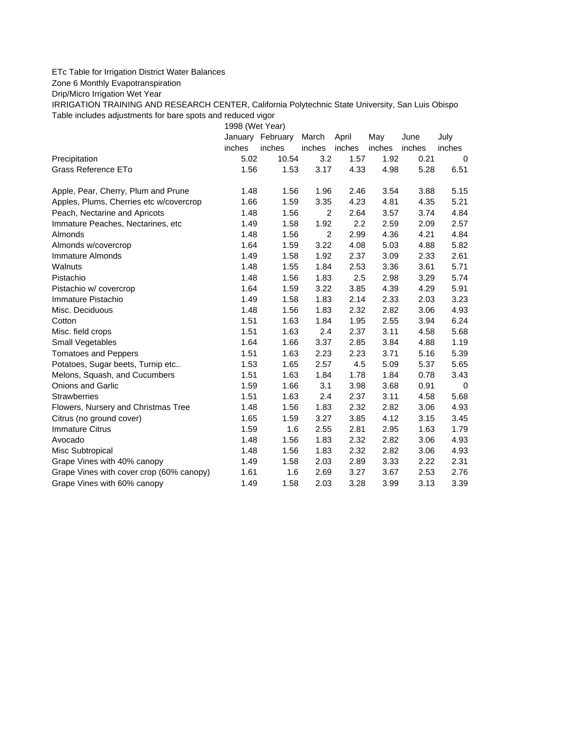ETc Table for Irrigation District Water Balances

Zone 6 Monthly Evapotranspiration

Drip/Micro Irrigation Wet Year

IRRIGATION TRAINING AND RESEARCH CENTER, California Polytechnic State University, San Luis Obispo

Table includes adjustments for bare spots and reduced vigor

| | 1998 (Wet Year) | | | | | | |
|---|---|---|---|---|---|---|---|
| | January | February | March | April | May | June | July |
| | inches | inches | inches | inches | inches | inches | inches |
| Precipitation | 5.02 | 10.54 | 3.2 | 1.57 | 1.92 | 0.21 | 0 |
| Grass Reference ETo | 1.56 | 1.53 | 3.17 | 4.33 | 4.98 | 5.28 | 6.51 |
| Apple, Pear, Cherry, Plum and Prune | 1.48 | 1.56 | 1.96 | 2.46 | 3.54 | 3.88 | 5.15 |
| Apples, Plums, Cherries etc w/covercrop | 1.66 | 1.59 | 3.35 | 4.23 | 4.81 | 4.35 | 5.21 |
| Peach, Nectarine and Apricots | 1.48 | 1.56 | 2 | 2.64 | 3.57 | 3.74 | 4.84 |
| Immature Peaches, Nectarines, etc | 1.49 | 1.58 | 1.92 | 2.2 | 2.59 | 2.09 | 2.57 |
| Almonds | 1.48 | 1.56 | 2 | 2.99 | 4.36 | 4.21 | 4.84 |
| Almonds w/covercrop | 1.64 | 1.59 | 3.22 | 4.08 | 5.03 | 4.88 | 5.82 |
| Immature Almonds | 1.49 | 1.58 | 1.92 | 2.37 | 3.09 | 2.33 | 2.61 |
| Walnuts | 1.48 | 1.55 | 1.84 | 2.53 | 3.36 | 3.61 | 5.71 |
| Pistachio | 1.48 | 1.56 | 1.83 | 2.5 | 2.98 | 3.29 | 5.74 |
| Pistachio w/ covercrop | 1.64 | 1.59 | 3.22 | 3.85 | 4.39 | 4.29 | 5.91 |
| Immature Pistachio | 1.49 | 1.58 | 1.83 | 2.14 | 2.33 | 2.03 | 3.23 |
| Misc. Deciduous | 1.48 | 1.56 | 1.83 | 2.32 | 2.82 | 3.06 | 4.93 |
| Cotton | 1.51 | 1.63 | 1.84 | 1.95 | 2.55 | 3.94 | 6.24 |
| Misc. field crops | 1.51 | 1.63 | 2.4 | 2.37 | 3.11 | 4.58 | 5.68 |
| Small Vegetables | 1.64 | 1.66 | 3.37 | 2.85 | 3.84 | 4.88 | 1.19 |
| Tomatoes and Peppers | 1.51 | 1.63 | 2.23 | 2.23 | 3.71 | 5.16 | 5.39 |
| Potatoes, Sugar beets, Turnip etc.. | 1.53 | 1.65 | 2.57 | 4.5 | 5.09 | 5.37 | 5.65 |
| Melons, Squash, and Cucumbers | 1.51 | 1.63 | 1.84 | 1.78 | 1.84 | 0.78 | 3.43 |
| Onions and Garlic | 1.59 | 1.66 | 3.1 | 3.98 | 3.68 | 0.91 | 0 |
| Strawberries | 1.51 | 1.63 | 2.4 | 2.37 | 3.11 | 4.58 | 5.68 |
| Flowers, Nursery and Christmas Tree | 1.48 | 1.56 | 1.83 | 2.32 | 2.82 | 3.06 | 4.93 |
| Citrus (no ground cover) | 1.65 | 1.59 | 3.27 | 3.85 | 4.12 | 3.15 | 3.45 |
| Immature Citrus | 1.59 | 1.6 | 2.55 | 2.81 | 2.95 | 1.63 | 1.79 |
| Avocado | 1.48 | 1.56 | 1.83 | 2.32 | 2.82 | 3.06 | 4.93 |
| Misc Subtropical | 1.48 | 1.56 | 1.83 | 2.32 | 2.82 | 3.06 | 4.93 |
| Grape Vines with 40% canopy | 1.49 | 1.58 | 2.03 | 2.89 | 3.33 | 2.22 | 2.31 |
| Grape Vines with cover crop (60% canopy) | 1.61 | 1.6 | 2.69 | 3.27 | 3.67 | 2.53 | 2.76 |
| Grape Vines with 60% canopy | 1.49 | 1.58 | 2.03 | 3.28 | 3.99 | 3.13 | 3.39 |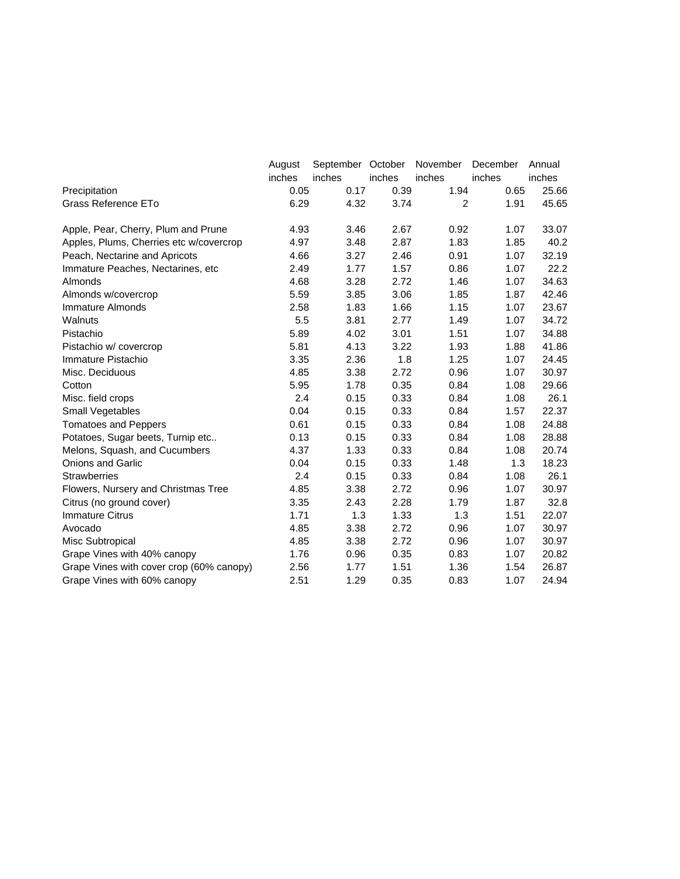| | August inches | September inches | October inches | November inches | December inches | Annual inches |
|---|---|---|---|---|---|---|
| Precipitation | 0.05 | 0.17 | 0.39 | 1.94 | 0.65 | 25.66 |
| Grass Reference ETo | 6.29 | 4.32 | 3.74 | 2 | 1.91 | 45.65 |
| | | | | | | |
| Apple, Pear, Cherry, Plum and Prune | 4.93 | 3.46 | 2.67 | 0.92 | 1.07 | 33.07 |
| Apples, Plums, Cherries etc w/covercrop | 4.97 | 3.48 | 2.87 | 1.83 | 1.85 | 40.2 |
| Peach, Nectarine and Apricots | 4.66 | 3.27 | 2.46 | 0.91 | 1.07 | 32.19 |
| Immature Peaches, Nectarines, etc | 2.49 | 1.77 | 1.57 | 0.86 | 1.07 | 22.2 |
| Almonds | 4.68 | 3.28 | 2.72 | 1.46 | 1.07 | 34.63 |
| Almonds w/covercrop | 5.59 | 3.85 | 3.06 | 1.85 | 1.87 | 42.46 |
| Immature Almonds | 2.58 | 1.83 | 1.66 | 1.15 | 1.07 | 23.67 |
| Walnuts | 5.5 | 3.81 | 2.77 | 1.49 | 1.07 | 34.72 |
| Pistachio | 5.89 | 4.02 | 3.01 | 1.51 | 1.07 | 34.88 |
| Pistachio w/ covercrop | 5.81 | 4.13 | 3.22 | 1.93 | 1.88 | 41.86 |
| Immature Pistachio | 3.35 | 2.36 | 1.8 | 1.25 | 1.07 | 24.45 |
| Misc. Deciduous | 4.85 | 3.38 | 2.72 | 0.96 | 1.07 | 30.97 |
| Cotton | 5.95 | 1.78 | 0.35 | 0.84 | 1.08 | 29.66 |
| Misc. field crops | 2.4 | 0.15 | 0.33 | 0.84 | 1.08 | 26.1 |
| Small Vegetables | 0.04 | 0.15 | 0.33 | 0.84 | 1.57 | 22.37 |
| Tomatoes and Peppers | 0.61 | 0.15 | 0.33 | 0.84 | 1.08 | 24.88 |
| Potatoes, Sugar beets, Turnip etc.. | 0.13 | 0.15 | 0.33 | 0.84 | 1.08 | 28.88 |
| Melons, Squash, and Cucumbers | 4.37 | 1.33 | 0.33 | 0.84 | 1.08 | 20.74 |
| Onions and Garlic | 0.04 | 0.15 | 0.33 | 1.48 | 1.3 | 18.23 |
| Strawberries | 2.4 | 0.15 | 0.33 | 0.84 | 1.08 | 26.1 |
| Flowers, Nursery and Christmas Tree | 4.85 | 3.38 | 2.72 | 0.96 | 1.07 | 30.97 |
| Citrus (no ground cover) | 3.35 | 2.43 | 2.28 | 1.79 | 1.87 | 32.8 |
| Immature Citrus | 1.71 | 1.3 | 1.33 | 1.3 | 1.51 | 22.07 |
| Avocado | 4.85 | 3.38 | 2.72 | 0.96 | 1.07 | 30.97 |
| Misc Subtropical | 4.85 | 3.38 | 2.72 | 0.96 | 1.07 | 30.97 |
| Grape Vines with 40% canopy | 1.76 | 0.96 | 0.35 | 0.83 | 1.07 | 20.82 |
| Grape Vines with cover crop (60% canopy) | 2.56 | 1.77 | 1.51 | 1.36 | 1.54 | 26.87 |
| Grape Vines with 60% canopy | 2.51 | 1.29 | 0.35 | 0.83 | 1.07 | 24.94 |